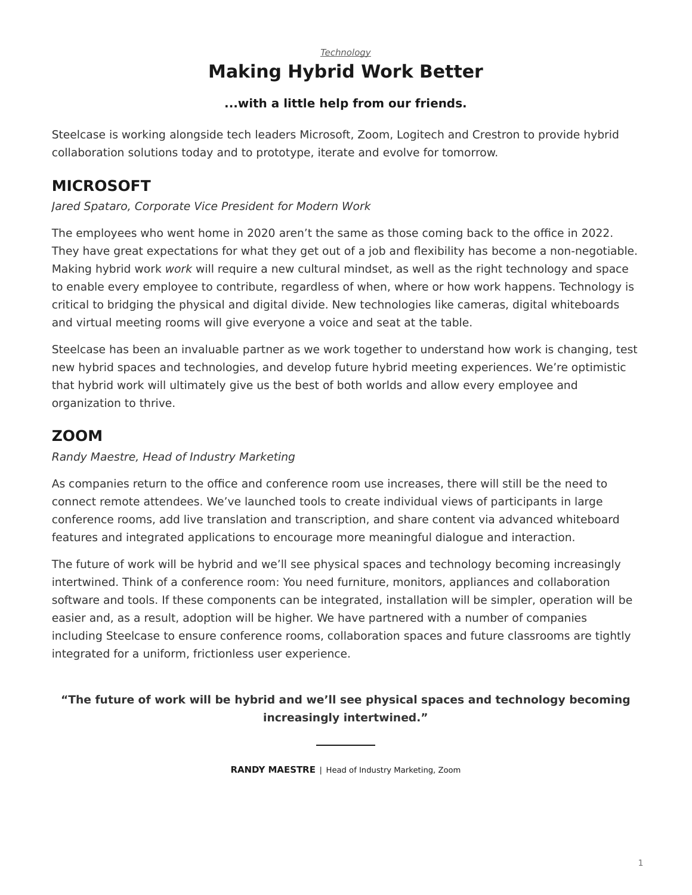*Technology*

# Making Hybrid Work Better

**...with a little help from our friends.**

Steelcase is working alongside tech leaders Microsoft, Zoom, Logitech and Crestron to provide hybrid collaboration solutions today and to prototype, iterate and evolve for tomorrow.

## MICROSOFT

*Jared Spataro, Corporate Vice President for Modern Work*

The employees who went home in 2020 aren't the same as those coming back to the office in 2022. They have great expectations for what they get out of a job and flexibility has become a non-negotiable. Making hybrid work *work* will require a new cultural mindset, as well as the right technology and space to enable every employee to contribute, regardless of when, where or how work happens. Technology is critical to bridging the physical and digital divide. New technologies like cameras, digital whiteboards and virtual meeting rooms will give everyone a voice and seat at the table.

Steelcase has been an invaluable partner as we work together to understand how work is changing, test new hybrid spaces and technologies, and develop future hybrid meeting experiences. We're optimistic that hybrid work will ultimately give us the best of both worlds and allow every employee and organization to thrive.

## ZOOM

*Randy Maestre, Head of Industry Marketing*

As companies return to the office and conference room use increases, there will still be the need to connect remote attendees. We've launched tools to create individual views of participants in large conference rooms, add live translation and transcription, and share content via advanced whiteboard features and integrated applications to encourage more meaningful dialogue and interaction.

The future of work will be hybrid and we'll see physical spaces and technology becoming increasingly intertwined. Think of a conference room: You need furniture, monitors, appliances and collaboration software and tools. If these components can be integrated, installation will be simpler, operation will be easier and, as a result, adoption will be higher. We have partnered with a number of companies including Steelcase to ensure conference rooms, collaboration spaces and future classrooms are tightly integrated for a uniform, frictionless user experience.

> **"The future of work will be hybrid and we'll see physical spaces and technology becoming increasingly intertwined."**
>
> **RANDY MAESTRE** | Head of Industry Marketing, Zoom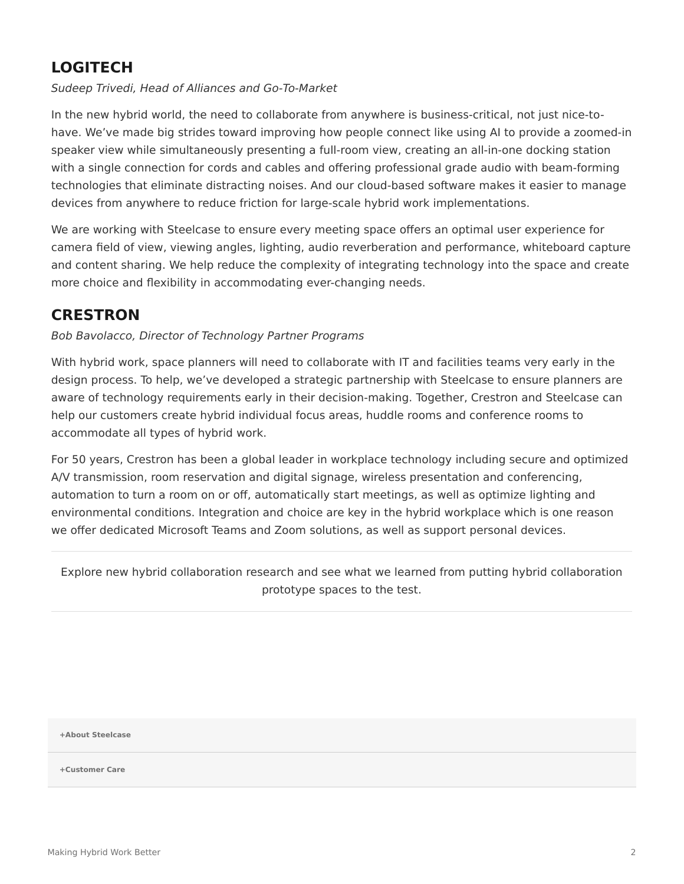## LOGITECH

*Sudeep Trivedi, Head of Alliances and Go-To-Market*

In the new hybrid world, the need to collaborate from anywhere is business-critical, not just nice-to-have. We've made big strides toward improving how people connect like using AI to provide a zoomed-in speaker view while simultaneously presenting a full-room view, creating an all-in-one docking station with a single connection for cords and cables and offering professional grade audio with beam-forming technologies that eliminate distracting noises. And our cloud-based software makes it easier to manage devices from anywhere to reduce friction for large-scale hybrid work implementations.

We are working with Steelcase to ensure every meeting space offers an optimal user experience for camera field of view, viewing angles, lighting, audio reverberation and performance, whiteboard capture and content sharing. We help reduce the complexity of integrating technology into the space and create more choice and flexibility in accommodating ever-changing needs.

## CRESTRON

*Bob Bavolacco, Director of Technology Partner Programs*

With hybrid work, space planners will need to collaborate with IT and facilities teams very early in the design process. To help, we've developed a strategic partnership with Steelcase to ensure planners are aware of technology requirements early in their decision-making. Together, Crestron and Steelcase can help our customers create hybrid individual focus areas, huddle rooms and conference rooms to accommodate all types of hybrid work.

For 50 years, Crestron has been a global leader in workplace technology including secure and optimized A/V transmission, room reservation and digital signage, wireless presentation and conferencing, automation to turn a room on or off, automatically start meetings, as well as optimize lighting and environmental conditions. Integration and choice are key in the hybrid workplace which is one reason we offer dedicated Microsoft Teams and Zoom solutions, as well as support personal devices.

---

Explore new hybrid collaboration research and see what we learned from putting hybrid collaboration prototype spaces to the test.

---

**+About Steelcase**

**+Customer Care**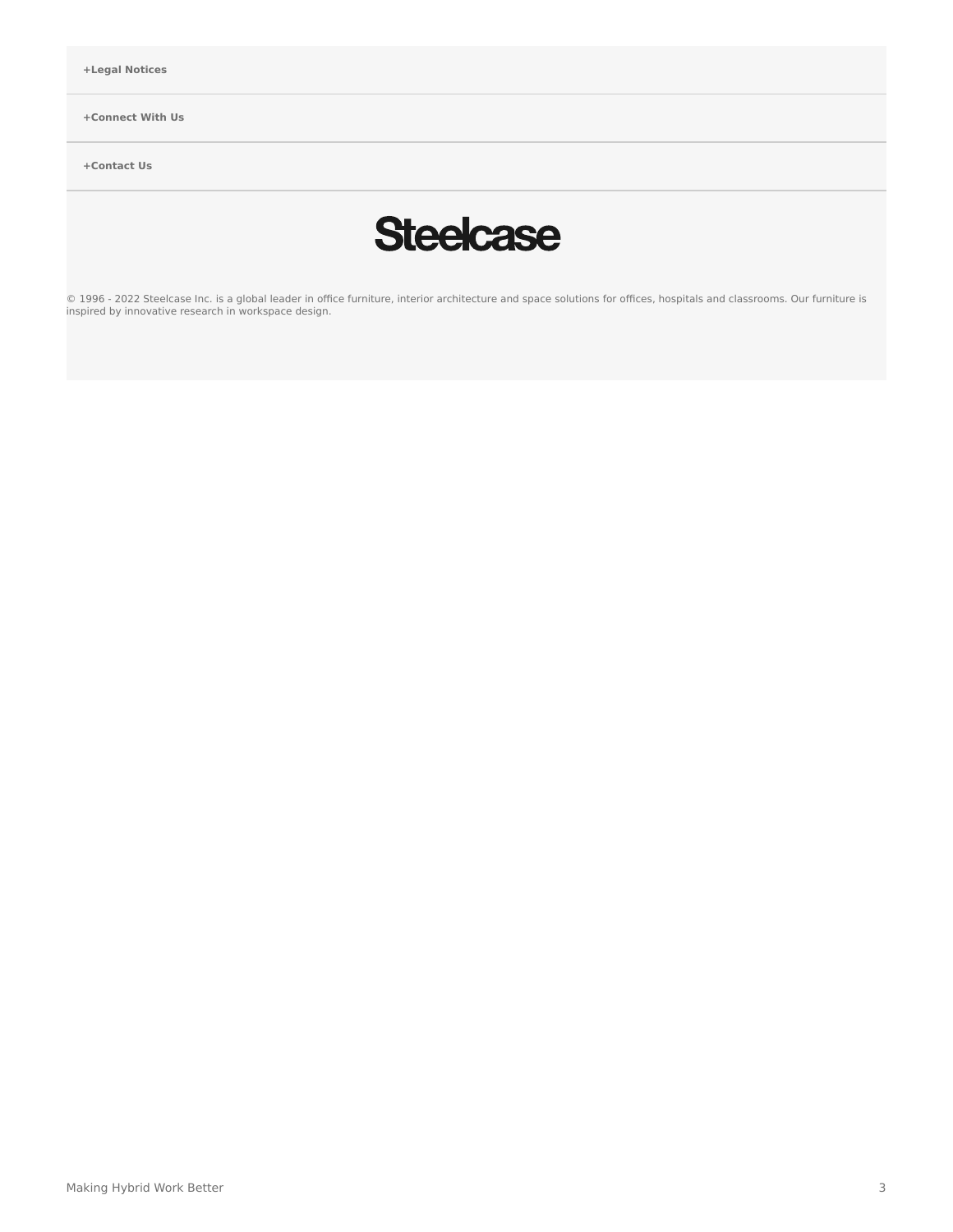+Legal Notices

+Connect With Us

+Contact Us

Steelcase

© 1996 - 2022 Steelcase Inc. is a global leader in office furniture, interior architecture and space solutions for offices, hospitals and classrooms. Our furniture is inspired by innovative research in workspace design.